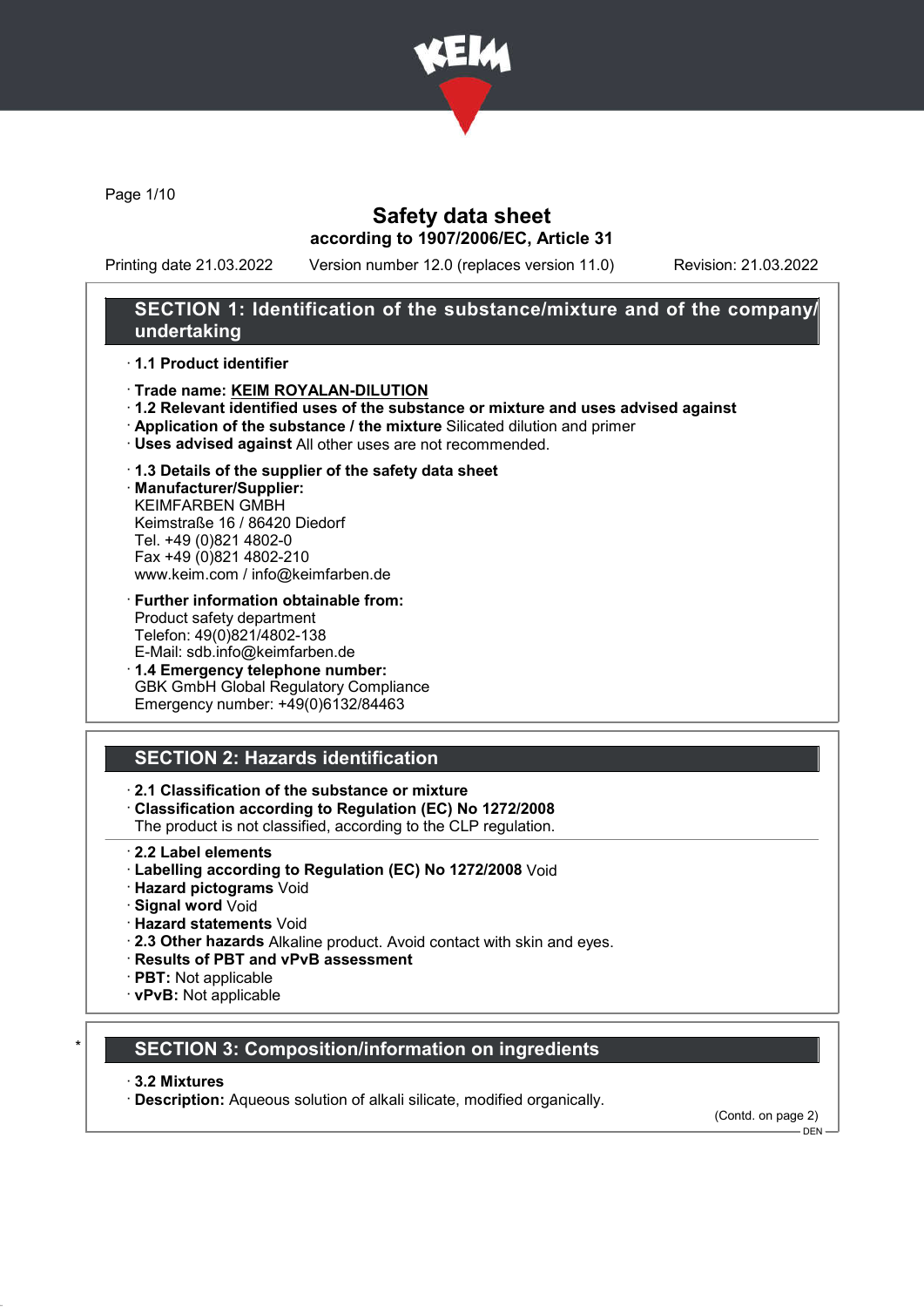# Safety data sheet

**according to 1907/2006/EC, Article 31**

Printing date 21.03.2022 Version number 12.0 (replaces version 11.0) Revision: 21.03.2022

## SECTION 1: Identification of the substance/mixture and of the company/undertaking

· **1.1 Product identifier**

· **Trade name: KEIM ROYALAN-DILUTION**
· **1.2 Relevant identified uses of the substance or mixture and uses advised against**
· **Application of the substance / the mixture** Silicated dilution and primer
· **Uses advised against** All other uses are not recommended.

· **1.3 Details of the supplier of the safety data sheet**
· **Manufacturer/Supplier:**
KEIMFARBEN GMBH
Keimstraße 16 / 86420 Diedorf
Tel. +49 (0)821 4802-0
Fax +49 (0)821 4802-210
www.keim.com / info@keimfarben.de

· **Further information obtainable from:**
Product safety department
Telefon: 49(0)821/4802-138
E-Mail: sdb.info@keimfarben.de
· **1.4 Emergency telephone number:**
GBK GmbH Global Regulatory Compliance
Emergency number: +49(0)6132/84463

## SECTION 2: Hazards identification

· **2.1 Classification of the substance or mixture**
· **Classification according to Regulation (EC) No 1272/2008**
The product is not classified, according to the CLP regulation.

· **2.2 Label elements**
· **Labelling according to Regulation (EC) No 1272/2008** Void
· **Hazard pictograms** Void
· **Signal word** Void
· **Hazard statements** Void
· **2.3 Other hazards** Alkaline product. Avoid contact with skin and eyes.
· **Results of PBT and vPvB assessment**
· **PBT:** Not applicable
· **vPvB:** Not applicable

## * SECTION 3: Composition/information on ingredients

· **3.2 Mixtures**
· **Description:** Aqueous solution of alkali silicate, modified organically.

(Contd. on page 2)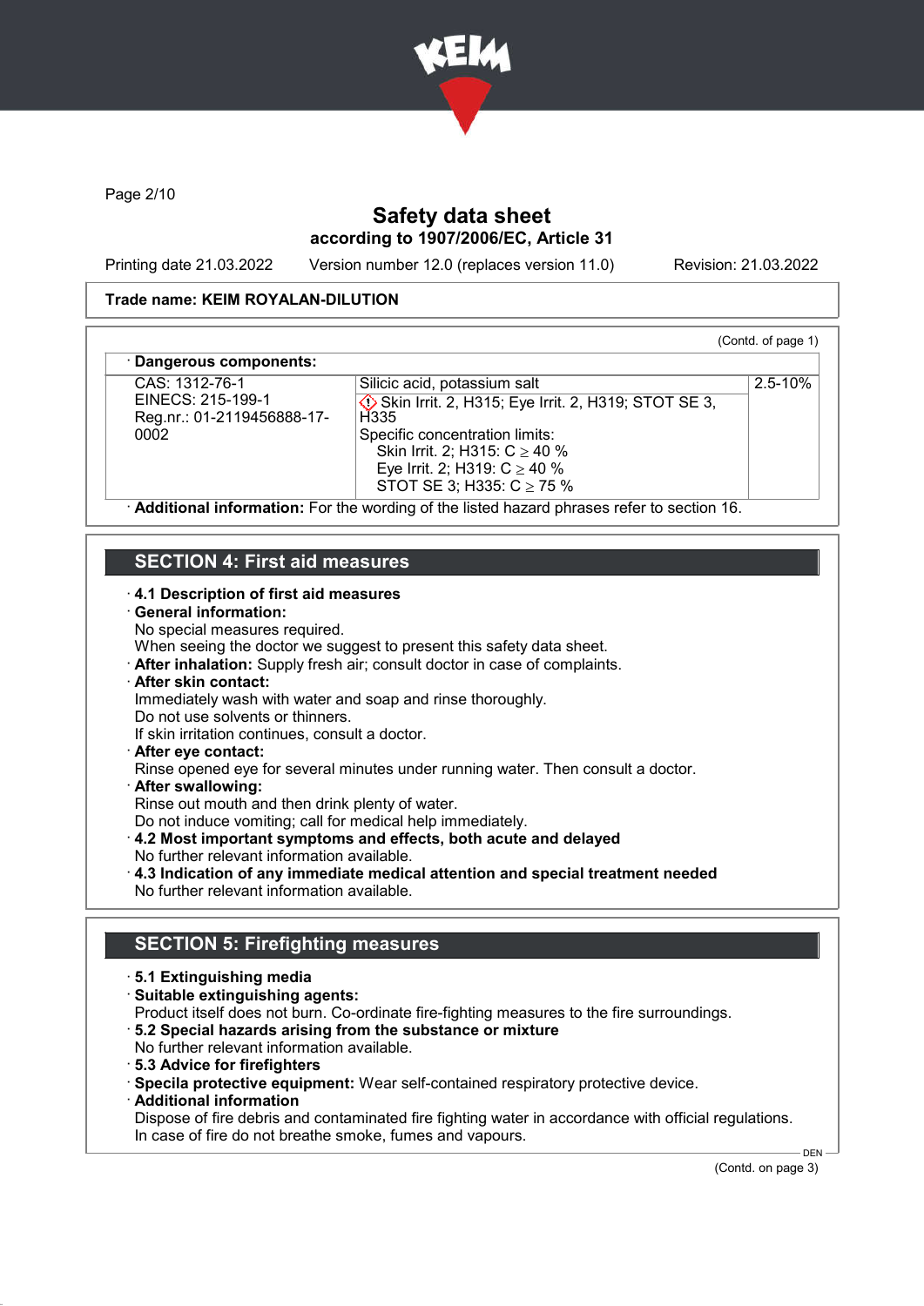# Safety data sheet
## according to 1907/2006/EC, Article 31

Printing date 21.03.2022 Version number 12.0 (replaces version 11.0) Revision: 21.03.2022

**Trade name: KEIM ROYALAN-DILUTION**

(Contd. of page 1)

· **Dangerous components:**

| | | |
|---|---|---|
| CAS: 1312-76-1<br>EINECS: 215-199-1<br>Reg.nr.: 01-2119456888-17-0002 | Silicic acid, potassium salt<br>Skin Irrit. 2, H315; Eye Irrit. 2, H319; STOT SE 3, H335<br>Specific concentration limits:<br>Skin Irrit. 2; H315: C ≥ 40 %<br>Eye Irrit. 2; H319: C ≥ 40 %<br>STOT SE 3; H335: C ≥ 75 % | 2.5-10% |

· **Additional information:** For the wording of the listed hazard phrases refer to section 16.

## SECTION 4: First aid measures

· **4.1 Description of first aid measures**
· **General information:**
No special measures required.
When seeing the doctor we suggest to present this safety data sheet.
· **After inhalation:** Supply fresh air; consult doctor in case of complaints.
· **After skin contact:**
Immediately wash with water and soap and rinse thoroughly.
Do not use solvents or thinners.
If skin irritation continues, consult a doctor.
· **After eye contact:**
Rinse opened eye for several minutes under running water. Then consult a doctor.
· **After swallowing:**
Rinse out mouth and then drink plenty of water.
Do not induce vomiting; call for medical help immediately.
· **4.2 Most important symptoms and effects, both acute and delayed**
No further relevant information available.
· **4.3 Indication of any immediate medical attention and special treatment needed**
No further relevant information available.

## SECTION 5: Firefighting measures

· **5.1 Extinguishing media**
· **Suitable extinguishing agents:**
Product itself does not burn. Co-ordinate fire-fighting measures to the fire surroundings.
· **5.2 Special hazards arising from the substance or mixture**
No further relevant information available.
· **5.3 Advice for firefighters**
· **Specila protective equipment:** Wear self-contained respiratory protective device.
· **Additional information**
Dispose of fire debris and contaminated fire fighting water in accordance with official regulations.
In case of fire do not breathe smoke, fumes and vapours.

(Contd. on page 3)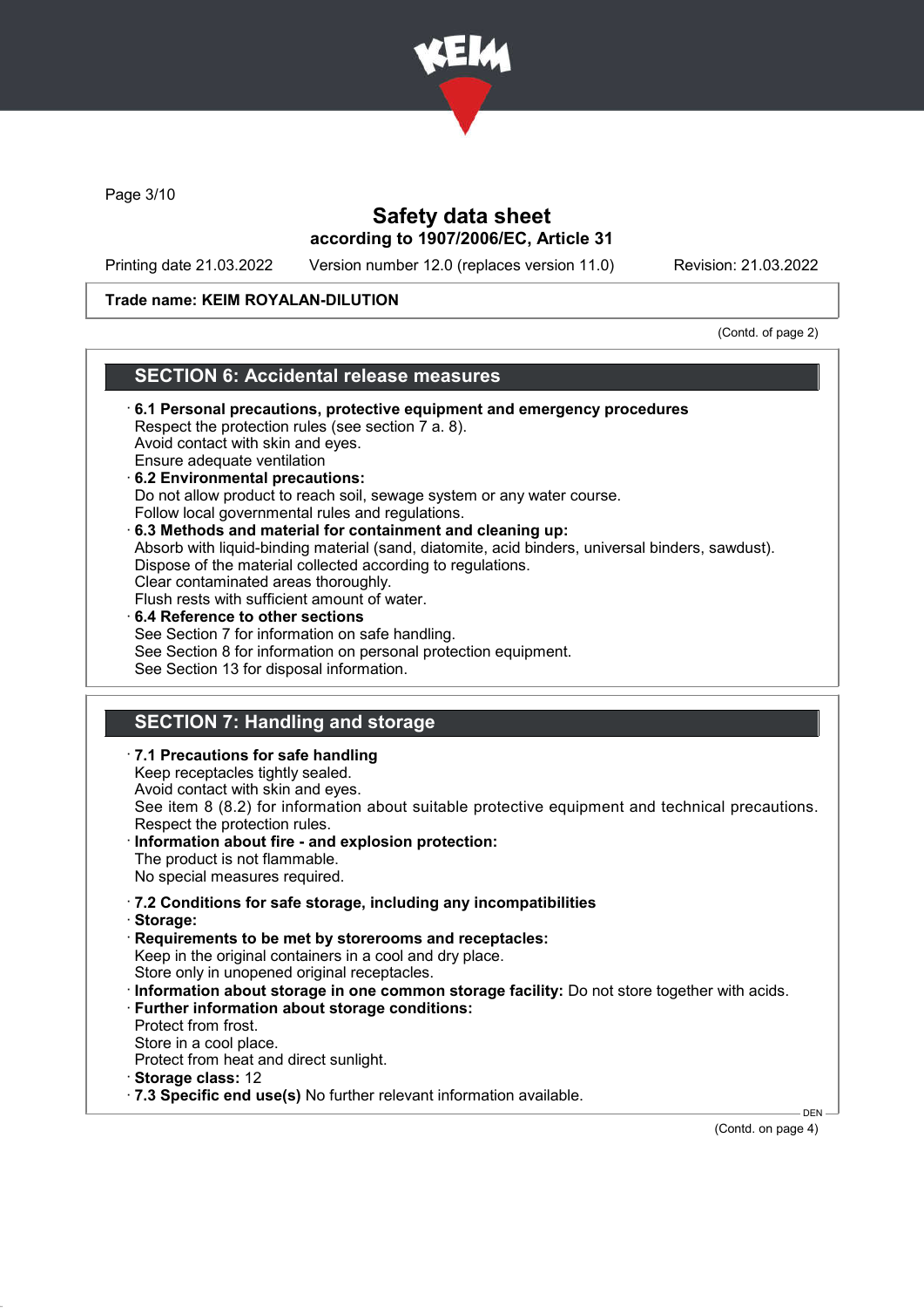# Safety data sheet

**according to 1907/2006/EC, Article 31**

Printing date 21.03.2022 Version number 12.0 (replaces version 11.0) Revision: 21.03.2022

**Trade name: KEIM ROYALAN-DILUTION**

(Contd. of page 2)

## SECTION 6: Accidental release measures

- **6.1 Personal precautions, protective equipment and emergency procedures**
  Respect the protection rules (see section 7 a. 8).
  Avoid contact with skin and eyes.
  Ensure adequate ventilation
- **6.2 Environmental precautions:**
  Do not allow product to reach soil, sewage system or any water course.
  Follow local governmental rules and regulations.
- **6.3 Methods and material for containment and cleaning up:**
  Absorb with liquid-binding material (sand, diatomite, acid binders, universal binders, sawdust).
  Dispose of the material collected according to regulations.
  Clear contaminated areas thoroughly.
  Flush rests with sufficient amount of water.
- **6.4 Reference to other sections**
  See Section 7 for information on safe handling.
  See Section 8 for information on personal protection equipment.
  See Section 13 for disposal information.

## SECTION 7: Handling and storage

- **7.1 Precautions for safe handling**
  Keep receptacles tightly sealed.
  Avoid contact with skin and eyes.
  See item 8 (8.2) for information about suitable protective equipment and technical precautions.
  Respect the protection rules.
- **Information about fire - and explosion protection:**
  The product is not flammable.
  No special measures required.

- **7.2 Conditions for safe storage, including any incompatibilities**
- **Storage:**
- **Requirements to be met by storerooms and receptacles:**
  Keep in the original containers in a cool and dry place.
  Store only in unopened original receptacles.
- **Information about storage in one common storage facility:** Do not store together with acids.
- **Further information about storage conditions:**
  Protect from frost.
  Store in a cool place.
  Protect from heat and direct sunlight.
- **Storage class:** 12
- **7.3 Specific end use(s)** No further relevant information available.

(Contd. on page 4)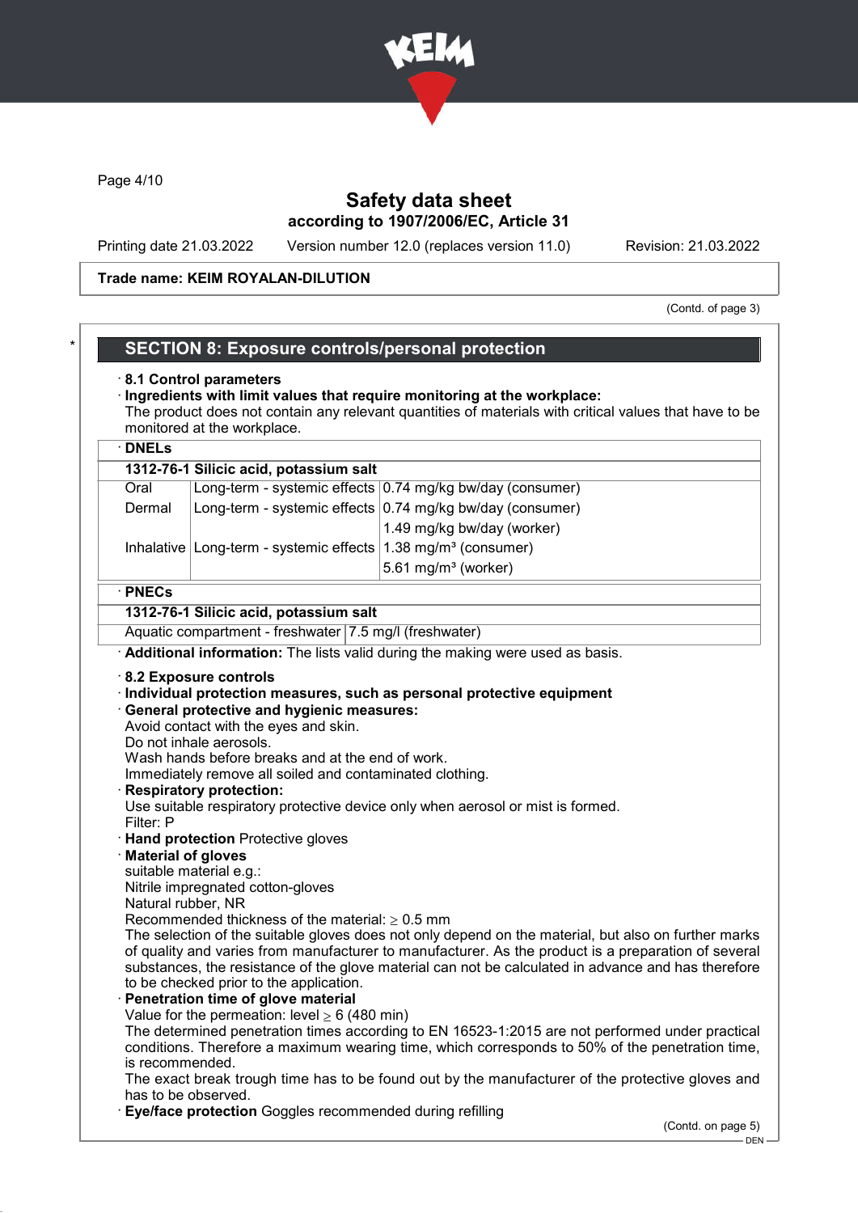Safety data sheet
according to 1907/2006/EC, Article 31

Printing date 21.03.2022 Version number 12.0 (replaces version 11.0) Revision: 21.03.2022

Trade name: KEIM ROYALAN-DILUTION

(Contd. of page 3)

## SECTION 8: Exposure controls/personal protection

· **8.1 Control parameters**

· **Ingredients with limit values that require monitoring at the workplace:**
The product does not contain any relevant quantities of materials with critical values that have to be monitored at the workplace.

· **DNELs**

| 1312-76-1 Silicic acid, potassium salt | | |
|---|---|---|
| Oral | Long-term - systemic effects | 0.74 mg/kg bw/day (consumer) |
| Dermal | Long-term - systemic effects | 0.74 mg/kg bw/day (consumer) |
| | | 1.49 mg/kg bw/day (worker) |
| Inhalative | Long-term - systemic effects | 1.38 mg/m³ (consumer) |
| | | 5.61 mg/m³ (worker) |

· **PNECs**

| 1312-76-1 Silicic acid, potassium salt | |
|---|---|
| Aquatic compartment - freshwater | 7.5 mg/l (freshwater) |

· **Additional information:** The lists valid during the making were used as basis.

· **8.2 Exposure controls**

· **Individual protection measures, such as personal protective equipment**

· **General protective and hygienic measures:**
Avoid contact with the eyes and skin.
Do not inhale aerosols.
Wash hands before breaks and at the end of work.
Immediately remove all soiled and contaminated clothing.

· **Respiratory protection:**
Use suitable respiratory protective device only when aerosol or mist is formed.
Filter: P

· **Hand protection** Protective gloves

· **Material of gloves**
suitable material e.g.:
Nitrile impregnated cotton-gloves
Natural rubber, NR
Recommended thickness of the material: ≥ 0.5 mm
The selection of the suitable gloves does not only depend on the material, but also on further marks of quality and varies from manufacturer to manufacturer. As the product is a preparation of several substances, the resistance of the glove material can not be calculated in advance and has therefore to be checked prior to the application.

· **Penetration time of glove material**
Value for the permeation: level ≥ 6 (480 min)
The determined penetration times according to EN 16523-1:2015 are not performed under practical conditions. Therefore a maximum wearing time, which corresponds to 50% of the penetration time, is recommended.
The exact break trough time has to be found out by the manufacturer of the protective gloves and has to be observed.

· **Eye/face protection** Goggles recommended during refilling

(Contd. on page 5)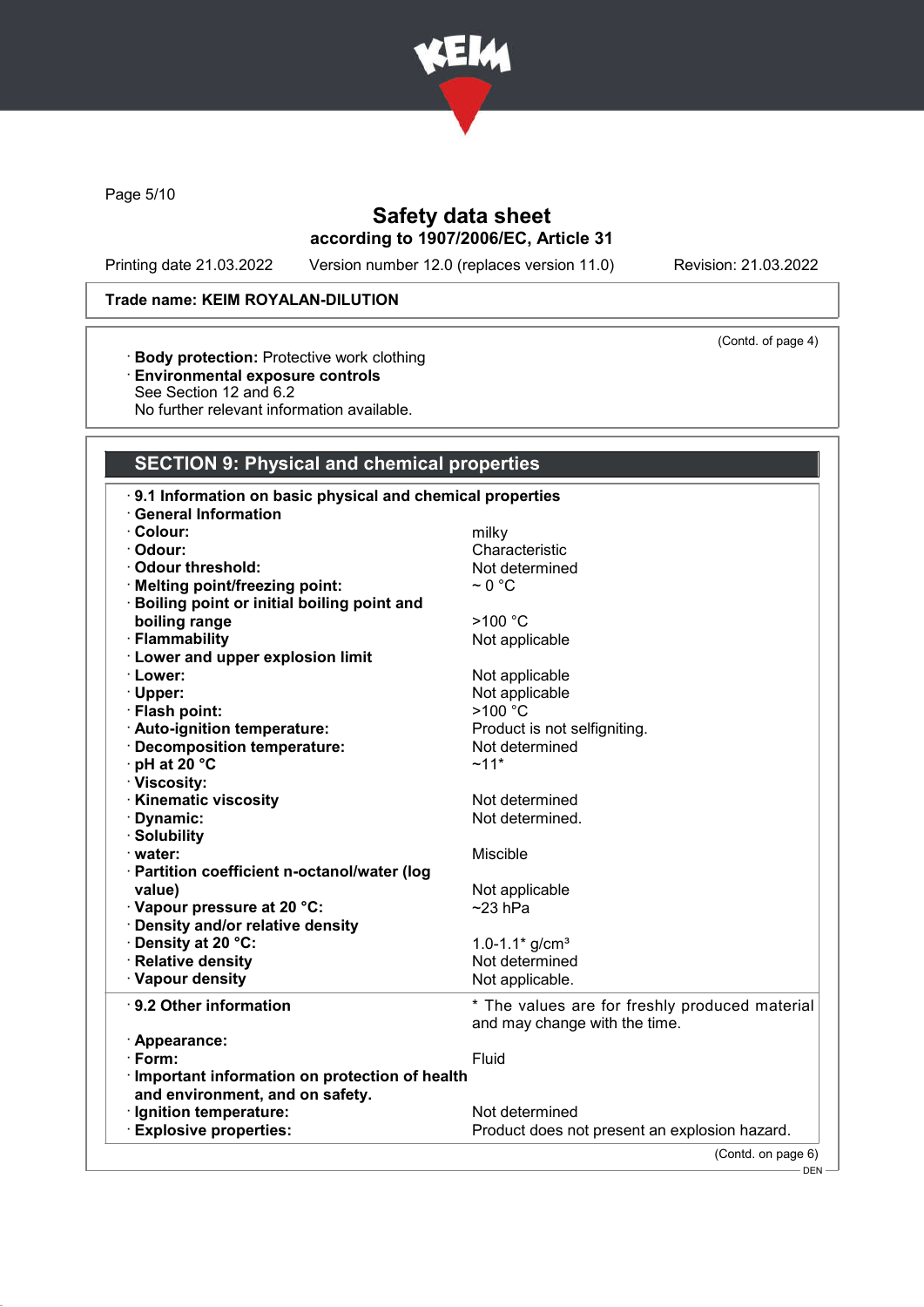**Trade name: KEIM ROYALAN-DILUTION**

(Contd. of page 4)

· **Body protection:** Protective work clothing
· **Environmental exposure controls**
See Section 12 and 6.2
No further relevant information available.

## SECTION 9: Physical and chemical properties

· **9.1 Information on basic physical and chemical properties**
· **General Information**

| | |
|---|---|
| · **Colour:** | milky |
| · **Odour:** | Characteristic |
| · **Odour threshold:** | Not determined |
| · **Melting point/freezing point:** | ~ 0 °C |
| · **Boiling point or initial boiling point and boiling range** | >100 °C |
| · **Flammability** | Not applicable |
| · **Lower and upper explosion limit** | |
| · **Lower:** | Not applicable |
| · **Upper:** | Not applicable |
| · **Flash point:** | >100 °C |
| · **Auto-ignition temperature:** | Product is not selfigniting. |
| · **Decomposition temperature:** | Not determined |
| · **pH at 20 °C** | ~11* |
| · **Viscosity:** | |
| · **Kinematic viscosity** | Not determined |
| · **Dynamic:** | Not determined. |
| · **Solubility** | |
| · **water:** | Miscible |
| · **Partition coefficient n-octanol/water (log value)** | Not applicable |
| · **Vapour pressure at 20 °C:** | ~23 hPa |
| · **Density and/or relative density** | |
| · **Density at 20 °C:** | 1.0-1.1* g/cm³ |
| · **Relative density** | Not determined |
| · **Vapour density** | Not applicable. |
| · **9.2 Other information** | * The values are for freshly produced material and may change with the time. |
| · **Appearance:** | |
| · **Form:** | Fluid |
| · **Important information on protection of health and environment, and on safety.** | |
| · **Ignition temperature:** | Not determined |
| · **Explosive properties:** | Product does not present an explosion hazard. |

(Contd. on page 6)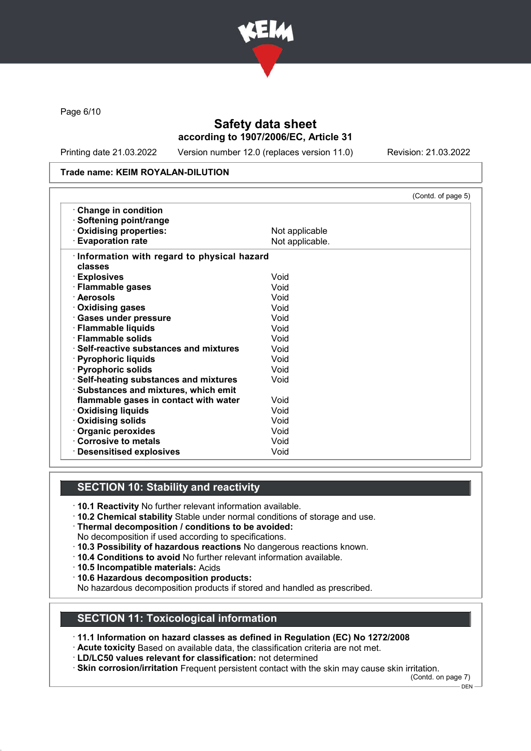Safety data sheet
according to 1907/2006/EC, Article 31

Printing date 21.03.2022 Version number 12.0 (replaces version 11.0) Revision: 21.03.2022

**Trade name: KEIM ROYALAN-DILUTION**

(Contd. of page 5)

| | |
|---|---|
| · **Change in condition** | |
| · **Softening point/range** | |
| · **Oxidising properties:** | Not applicable |
| · **Evaporation rate** | Not applicable. |

| | |
|---|---|
| · **Information with regard to physical hazard classes** | |
| · **Explosives** | Void |
| · **Flammable gases** | Void |
| · **Aerosols** | Void |
| · **Oxidising gases** | Void |
| · **Gases under pressure** | Void |
| · **Flammable liquids** | Void |
| · **Flammable solids** | Void |
| · **Self-reactive substances and mixtures** | Void |
| · **Pyrophoric liquids** | Void |
| · **Pyrophoric solids** | Void |
| · **Self-heating substances and mixtures** | Void |
| · **Substances and mixtures, which emit flammable gases in contact with water** | Void |
| · **Oxidising liquids** | Void |
| · **Oxidising solids** | Void |
| · **Organic peroxides** | Void |
| · **Corrosive to metals** | Void |
| · **Desensitised explosives** | Void |

## SECTION 10: Stability and reactivity

· **10.1 Reactivity** No further relevant information available.
· **10.2 Chemical stability** Stable under normal conditions of storage and use.
· **Thermal decomposition / conditions to be avoided:**
No decomposition if used according to specifications.
· **10.3 Possibility of hazardous reactions** No dangerous reactions known.
· **10.4 Conditions to avoid** No further relevant information available.
· **10.5 Incompatible materials:** Acids
· **10.6 Hazardous decomposition products:**
No hazardous decomposition products if stored and handled as prescribed.

## SECTION 11: Toxicological information

· **11.1 Information on hazard classes as defined in Regulation (EC) No 1272/2008**
· **Acute toxicity** Based on available data, the classification criteria are not met.
· **LD/LC50 values relevant for classification:** not determined
· **Skin corrosion/irritation** Frequent persistent contact with the skin may cause skin irritation.

(Contd. on page 7)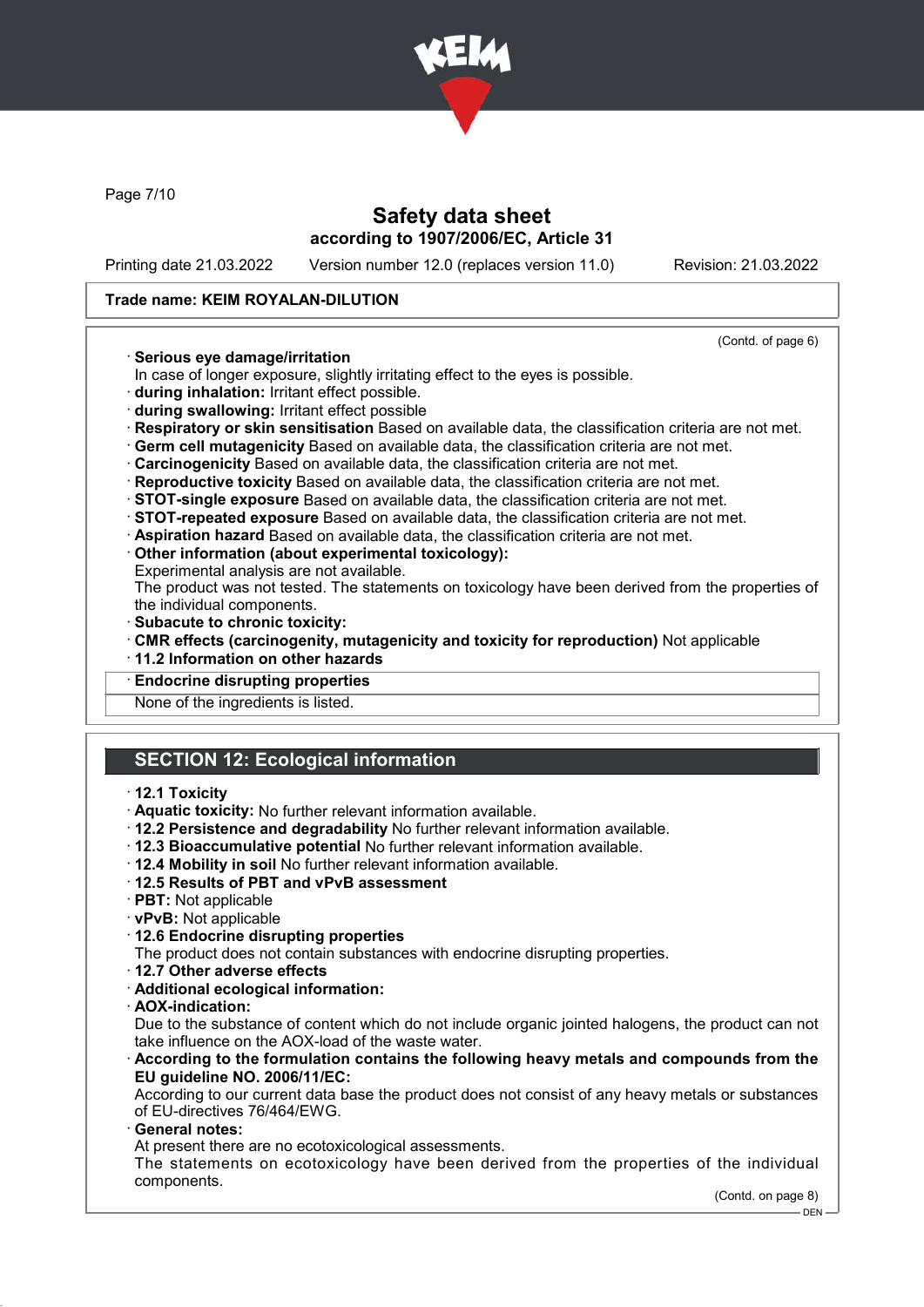**Trade name: KEIM ROYALAN-DILUTION**

(Contd. of page 6)

- **Serious eye damage/irritation**
  In case of longer exposure, slightly irritating effect to the eyes is possible.
- **during inhalation:** Irritant effect possible.
- **during swallowing:** Irritant effect possible
- **Respiratory or skin sensitisation** Based on available data, the classification criteria are not met.
- **Germ cell mutagenicity** Based on available data, the classification criteria are not met.
- **Carcinogenicity** Based on available data, the classification criteria are not met.
- **Reproductive toxicity** Based on available data, the classification criteria are not met.
- **STOT-single exposure** Based on available data, the classification criteria are not met.
- **STOT-repeated exposure** Based on available data, the classification criteria are not met.
- **Aspiration hazard** Based on available data, the classification criteria are not met.
- **Other information (about experimental toxicology):**
  Experimental analysis are not available.
  The product was not tested. The statements on toxicology have been derived from the properties of the individual components.
- **Subacute to chronic toxicity:**
- **CMR effects (carcinogenity, mutagenicity and toxicity for reproduction)** Not applicable
- **11.2 Information on other hazards**
- **Endocrine disrupting properties**
  None of the ingredients is listed.

## SECTION 12: Ecological information

- **12.1 Toxicity**
- **Aquatic toxicity:** No further relevant information available.
- **12.2 Persistence and degradability** No further relevant information available.
- **12.3 Bioaccumulative potential** No further relevant information available.
- **12.4 Mobility in soil** No further relevant information available.
- **12.5 Results of PBT and vPvB assessment**
- **PBT:** Not applicable
- **vPvB:** Not applicable
- **12.6 Endocrine disrupting properties**
  The product does not contain substances with endocrine disrupting properties.
- **12.7 Other adverse effects**
- **Additional ecological information:**
- **AOX-indication:**
  Due to the substance of content which do not include organic jointed halogens, the product can not take influence on the AOX-load of the waste water.
- **According to the formulation contains the following heavy metals and compounds from the EU guideline NO. 2006/11/EC:**
  According to our current data base the product does not consist of any heavy metals or substances of EU-directives 76/464/EWG.
- **General notes:**
  At present there are no ecotoxicological assessments.
  The statements on ecotoxicology have been derived from the properties of the individual components.

(Contd. on page 8)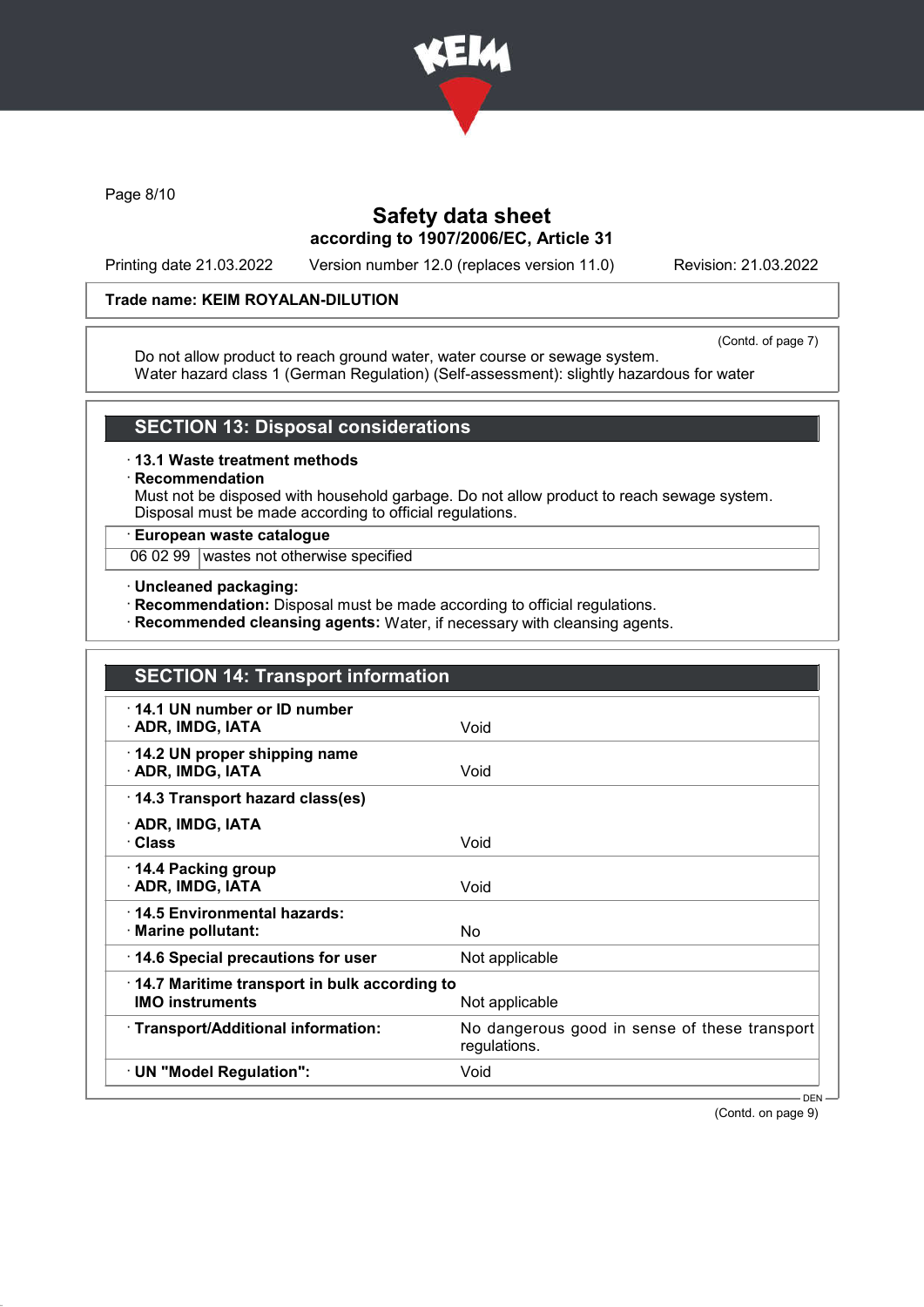**Trade name: KEIM ROYALAN-DILUTION**

(Contd. of page 7)

Do not allow product to reach ground water, water course or sewage system.
Water hazard class 1 (German Regulation) (Self-assessment): slightly hazardous for water

## SECTION 13: Disposal considerations

· **13.1 Waste treatment methods**
· **Recommendation**
Must not be disposed with household garbage. Do not allow product to reach sewage system.
Disposal must be made according to official regulations.

| · European waste catalogue | |
|---|---|
| 06 02 99 | wastes not otherwise specified |

· **Uncleaned packaging:**
· **Recommendation:** Disposal must be made according to official regulations.
· **Recommended cleansing agents:** Water, if necessary with cleansing agents.

## SECTION 14: Transport information

| | |
|---|---|
| · **14.1 UN number or ID number** · **ADR, IMDG, IATA** | Void |
| · **14.2 UN proper shipping name** · **ADR, IMDG, IATA** | Void |
| · **14.3 Transport hazard class(es)** · **ADR, IMDG, IATA** · **Class** | Void |
| · **14.4 Packing group** · **ADR, IMDG, IATA** | Void |
| · **14.5 Environmental hazards:** · **Marine pollutant:** | No |
| · **14.6 Special precautions for user** | Not applicable |
| · **14.7 Maritime transport in bulk according to IMO instruments** | Not applicable |
| · **Transport/Additional information:** | No dangerous good in sense of these transport regulations. |
| · **UN "Model Regulation":** | Void |

(Contd. on page 9)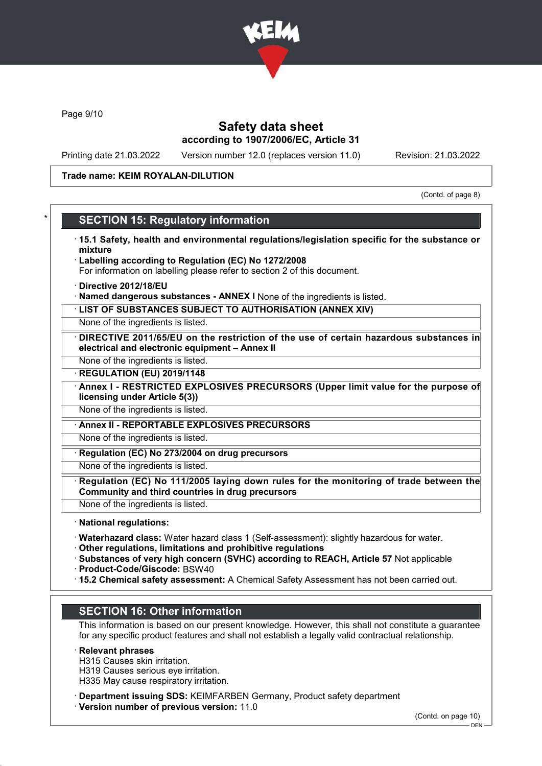Trade name: KEIM ROYALAN-DILUTION

(Contd. of page 8)

## SECTION 15: Regulatory information

· **15.1 Safety, health and environmental regulations/legislation specific for the substance or mixture**

· **Labelling according to Regulation (EC) No 1272/2008**
For information on labelling please refer to section 2 of this document.

· **Directive 2012/18/EU**

· **Named dangerous substances - ANNEX I** None of the ingredients is listed.

· **LIST OF SUBSTANCES SUBJECT TO AUTHORISATION (ANNEX XIV)**
None of the ingredients is listed.

· **DIRECTIVE 2011/65/EU on the restriction of the use of certain hazardous substances in electrical and electronic equipment – Annex II**
None of the ingredients is listed.

· **REGULATION (EU) 2019/1148**

· **Annex I - RESTRICTED EXPLOSIVES PRECURSORS (Upper limit value for the purpose of licensing under Article 5(3))**
None of the ingredients is listed.

· **Annex II - REPORTABLE EXPLOSIVES PRECURSORS**
None of the ingredients is listed.

· **Regulation (EC) No 273/2004 on drug precursors**
None of the ingredients is listed.

· **Regulation (EC) No 111/2005 laying down rules for the monitoring of trade between the Community and third countries in drug precursors**
None of the ingredients is listed.

· **National regulations:**

· **Waterhazard class:** Water hazard class 1 (Self-assessment): slightly hazardous for water.

· **Other regulations, limitations and prohibitive regulations**

· **Substances of very high concern (SVHC) according to REACH, Article 57** Not applicable

· **Product-Code/Giscode:** BSW40

· **15.2 Chemical safety assessment:** A Chemical Safety Assessment has not been carried out.

## SECTION 16: Other information

This information is based on our present knowledge. However, this shall not constitute a guarantee for any specific product features and shall not establish a legally valid contractual relationship.

· **Relevant phrases**
H315 Causes skin irritation.
H319 Causes serious eye irritation.
H335 May cause respiratory irritation.

· **Department issuing SDS:** KEIMFARBEN Germany, Product safety department

· **Version number of previous version:** 11.0

(Contd. on page 10)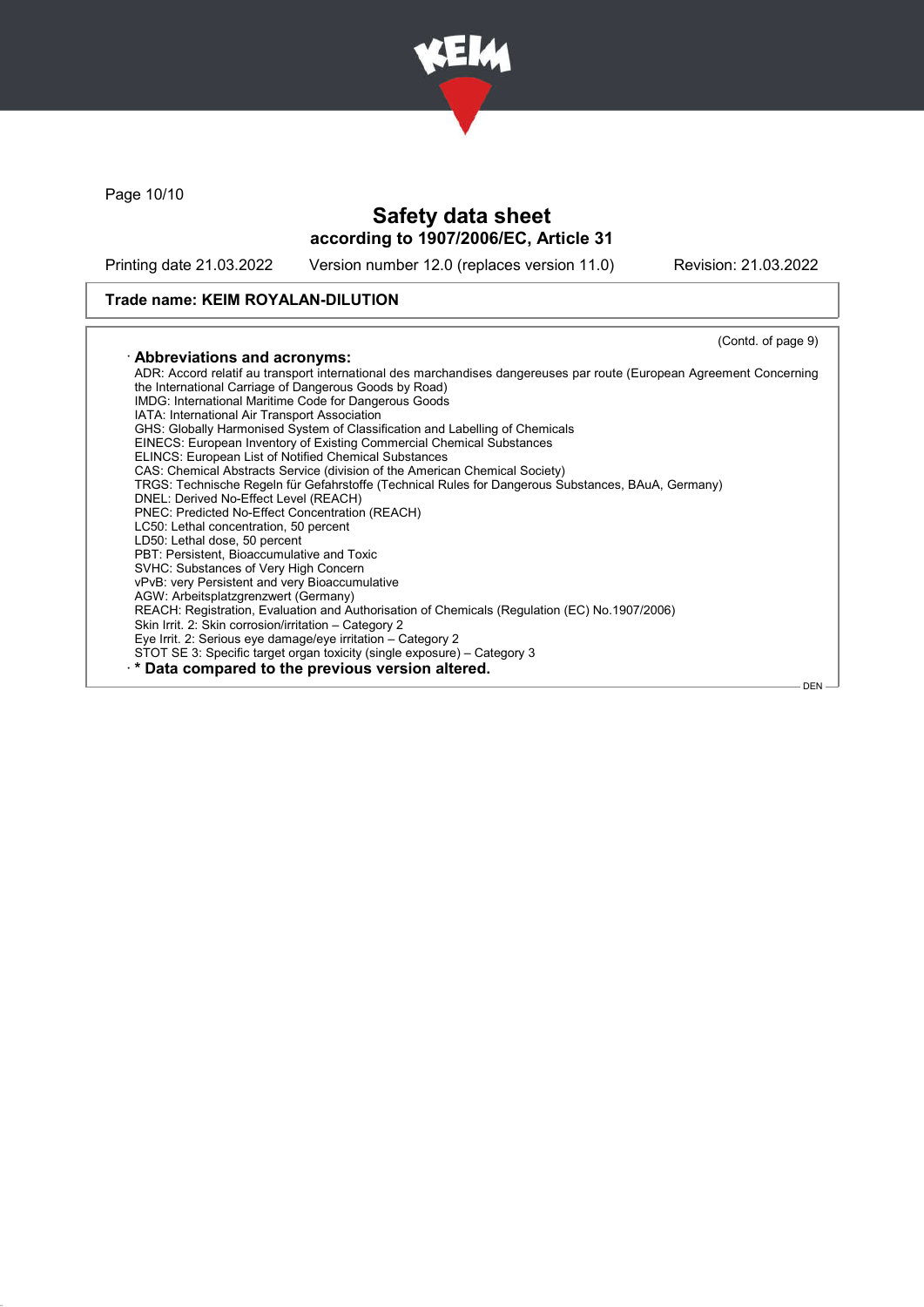# Safety data sheet
## according to 1907/2006/EC, Article 31

Printing date 21.03.2022 Version number 12.0 (replaces version 11.0) Revision: 21.03.2022

**Trade name: KEIM ROYALAN-DILUTION**

(Contd. of page 9)

· **Abbreviations and acronyms:**

ADR: Accord relatif au transport international des marchandises dangereuses par route (European Agreement Concerning the International Carriage of Dangerous Goods by Road)
IMDG: International Maritime Code for Dangerous Goods
IATA: International Air Transport Association
GHS: Globally Harmonised System of Classification and Labelling of Chemicals
EINECS: European Inventory of Existing Commercial Chemical Substances
ELINCS: European List of Notified Chemical Substances
CAS: Chemical Abstracts Service (division of the American Chemical Society)
TRGS: Technische Regeln für Gefahrstoffe (Technical Rules for Dangerous Substances, BAuA, Germany)
DNEL: Derived No-Effect Level (REACH)
PNEC: Predicted No-Effect Concentration (REACH)
LC50: Lethal concentration, 50 percent
LD50: Lethal dose, 50 percent
PBT: Persistent, Bioaccumulative and Toxic
SVHC: Substances of Very High Concern
vPvB: very Persistent and very Bioaccumulative
AGW: Arbeitsplatzgrenzwert (Germany)
REACH: Registration, Evaluation and Authorisation of Chemicals (Regulation (EC) No.1907/2006)
Skin Irrit. 2: Skin corrosion/irritation – Category 2
Eye Irrit. 2: Serious eye damage/eye irritation – Category 2
STOT SE 3: Specific target organ toxicity (single exposure) – Category 3

· **\* Data compared to the previous version altered.**

DEN